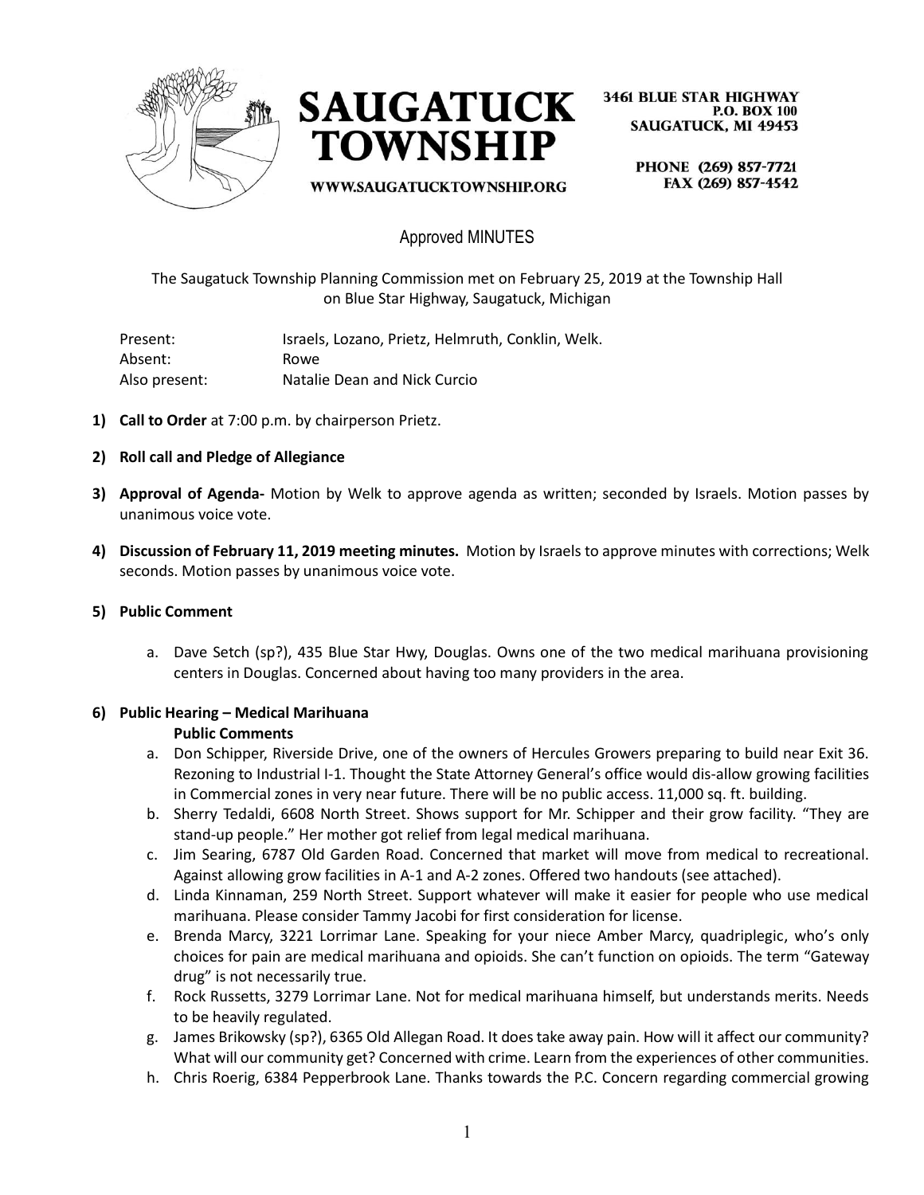# SAUGATUCK TOWNSHIP

3461 BLUE STAR HIGHWAY
P.O. BOX 100
SAUGATUCK, MI 49453

PHONE (269) 857-7721
FAX (269) 857-4542

WWW.SAUGATUCKTOWNSHIP.ORG

## Approved MINUTES

The Saugatuck Township Planning Commission met on February 25, 2019 at the Township Hall on Blue Star Highway, Saugatuck, Michigan

| | |
|---|---|
| Present: | Israels, Lozano, Prietz, Helmruth, Conklin, Welk. |
| Absent: | Rowe |
| Also present: | Natalie Dean and Nick Curcio |

1) **Call to Order** at 7:00 p.m. by chairperson Prietz.

2) **Roll call and Pledge of Allegiance**

3) **Approval of Agenda-** Motion by Welk to approve agenda as written; seconded by Israels. Motion passes by unanimous voice vote.

4) **Discussion of February 11, 2019 meeting minutes.** Motion by Israels to approve minutes with corrections; Welk seconds. Motion passes by unanimous voice vote.

5) **Public Comment**

   a. Dave Setch (sp?), 435 Blue Star Hwy, Douglas. Owns one of the two medical marihuana provisioning centers in Douglas. Concerned about having too many providers in the area.

6) **Public Hearing – Medical Marihuana**

   **Public Comments**

   a. Don Schipper, Riverside Drive, one of the owners of Hercules Growers preparing to build near Exit 36. Rezoning to Industrial I-1. Thought the State Attorney General's office would dis-allow growing facilities in Commercial zones in very near future. There will be no public access. 11,000 sq. ft. building.
   b. Sherry Tedaldi, 6608 North Street. Shows support for Mr. Schipper and their grow facility. "They are stand-up people." Her mother got relief from legal medical marihuana.
   c. Jim Searing, 6787 Old Garden Road. Concerned that market will move from medical to recreational. Against allowing grow facilities in A-1 and A-2 zones. Offered two handouts (see attached).
   d. Linda Kinnaman, 259 North Street. Support whatever will make it easier for people who use medical marihuana. Please consider Tammy Jacobi for first consideration for license.
   e. Brenda Marcy, 3221 Lorrimar Lane. Speaking for your niece Amber Marcy, quadriplegic, who's only choices for pain are medical marihuana and opioids. She can't function on opioids. The term "Gateway drug" is not necessarily true.
   f. Rock Russetts, 3279 Lorrimar Lane. Not for medical marihuana himself, but understands merits. Needs to be heavily regulated.
   g. James Brikowsky (sp?), 6365 Old Allegan Road. It does take away pain. How will it affect our community? What will our community get? Concerned with crime. Learn from the experiences of other communities.
   h. Chris Roerig, 6384 Pepperbrook Lane. Thanks towards the P.C. Concern regarding commercial growing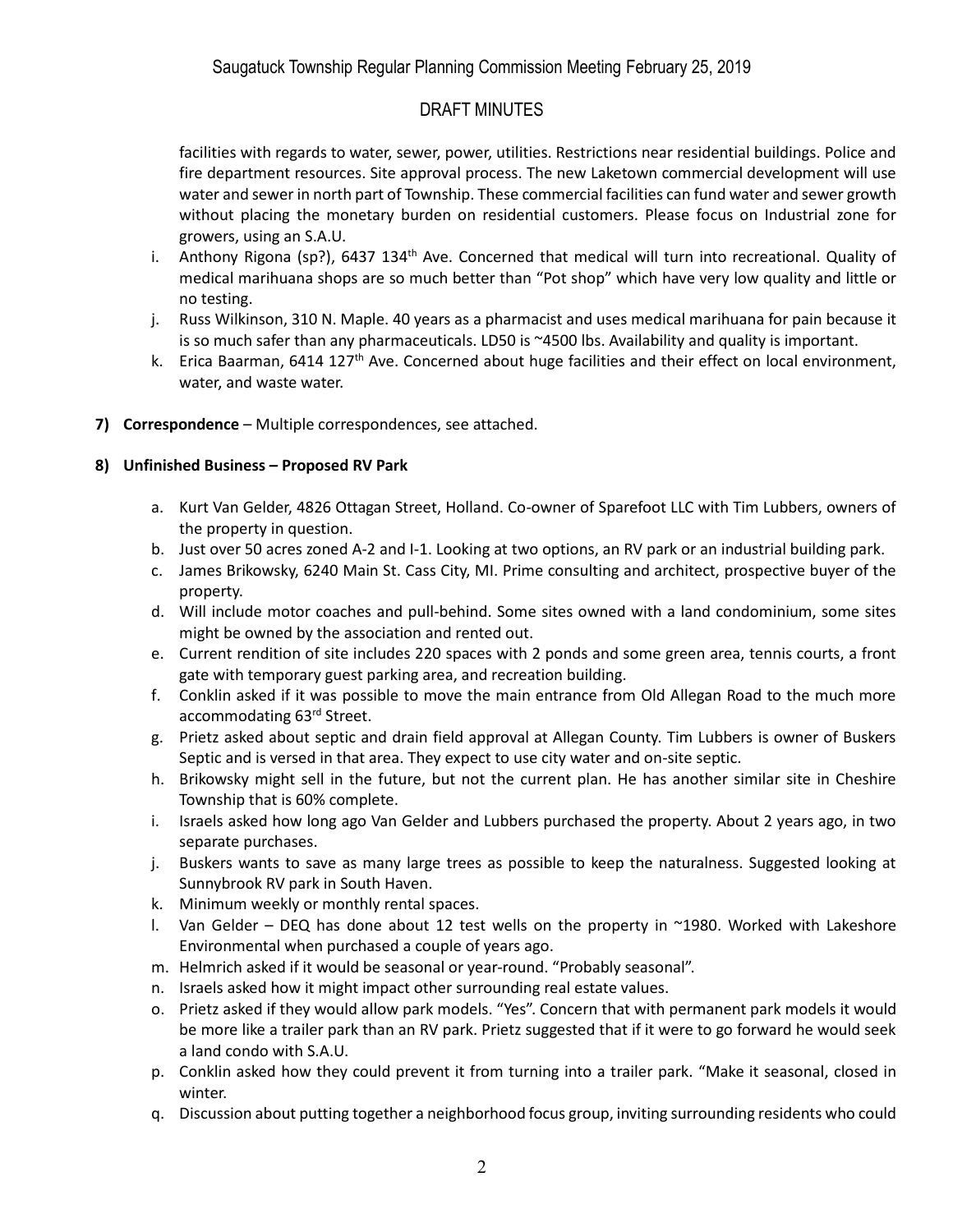facilities with regards to water, sewer, power, utilities. Restrictions near residential buildings. Police and fire department resources. Site approval process. The new Laketown commercial development will use water and sewer in north part of Township. These commercial facilities can fund water and sewer growth without placing the monetary burden on residential customers. Please focus on Industrial zone for growers, using an S.A.U.

i. Anthony Rigona (sp?), 6437 134th Ave. Concerned that medical will turn into recreational. Quality of medical marihuana shops are so much better than "Pot shop" which have very low quality and little or no testing.
j. Russ Wilkinson, 310 N. Maple. 40 years as a pharmacist and uses medical marihuana for pain because it is so much safer than any pharmaceuticals. LD50 is ~4500 lbs. Availability and quality is important.
k. Erica Baarman, 6414 127th Ave. Concerned about huge facilities and their effect on local environment, water, and waste water.

**7) Correspondence** – Multiple correspondences, see attached.

**8) Unfinished Business – Proposed RV Park**

a. Kurt Van Gelder, 4826 Ottagan Street, Holland. Co-owner of Sparefoot LLC with Tim Lubbers, owners of the property in question.
b. Just over 50 acres zoned A-2 and I-1. Looking at two options, an RV park or an industrial building park.
c. James Brikowsky, 6240 Main St. Cass City, MI. Prime consulting and architect, prospective buyer of the property.
d. Will include motor coaches and pull-behind. Some sites owned with a land condominium, some sites might be owned by the association and rented out.
e. Current rendition of site includes 220 spaces with 2 ponds and some green area, tennis courts, a front gate with temporary guest parking area, and recreation building.
f. Conklin asked if it was possible to move the main entrance from Old Allegan Road to the much more accommodating 63rd Street.
g. Prietz asked about septic and drain field approval at Allegan County. Tim Lubbers is owner of Buskers Septic and is versed in that area. They expect to use city water and on-site septic.
h. Brikowsky might sell in the future, but not the current plan. He has another similar site in Cheshire Township that is 60% complete.
i. Israels asked how long ago Van Gelder and Lubbers purchased the property. About 2 years ago, in two separate purchases.
j. Buskers wants to save as many large trees as possible to keep the naturalness. Suggested looking at Sunnybrook RV park in South Haven.
k. Minimum weekly or monthly rental spaces.
l. Van Gelder – DEQ has done about 12 test wells on the property in ~1980. Worked with Lakeshore Environmental when purchased a couple of years ago.
m. Helmrich asked if it would be seasonal or year-round. "Probably seasonal".
n. Israels asked how it might impact other surrounding real estate values.
o. Prietz asked if they would allow park models. "Yes". Concern that with permanent park models it would be more like a trailer park than an RV park. Prietz suggested that if it were to go forward he would seek a land condo with S.A.U.
p. Conklin asked how they could prevent it from turning into a trailer park. "Make it seasonal, closed in winter.
q. Discussion about putting together a neighborhood focus group, inviting surrounding residents who could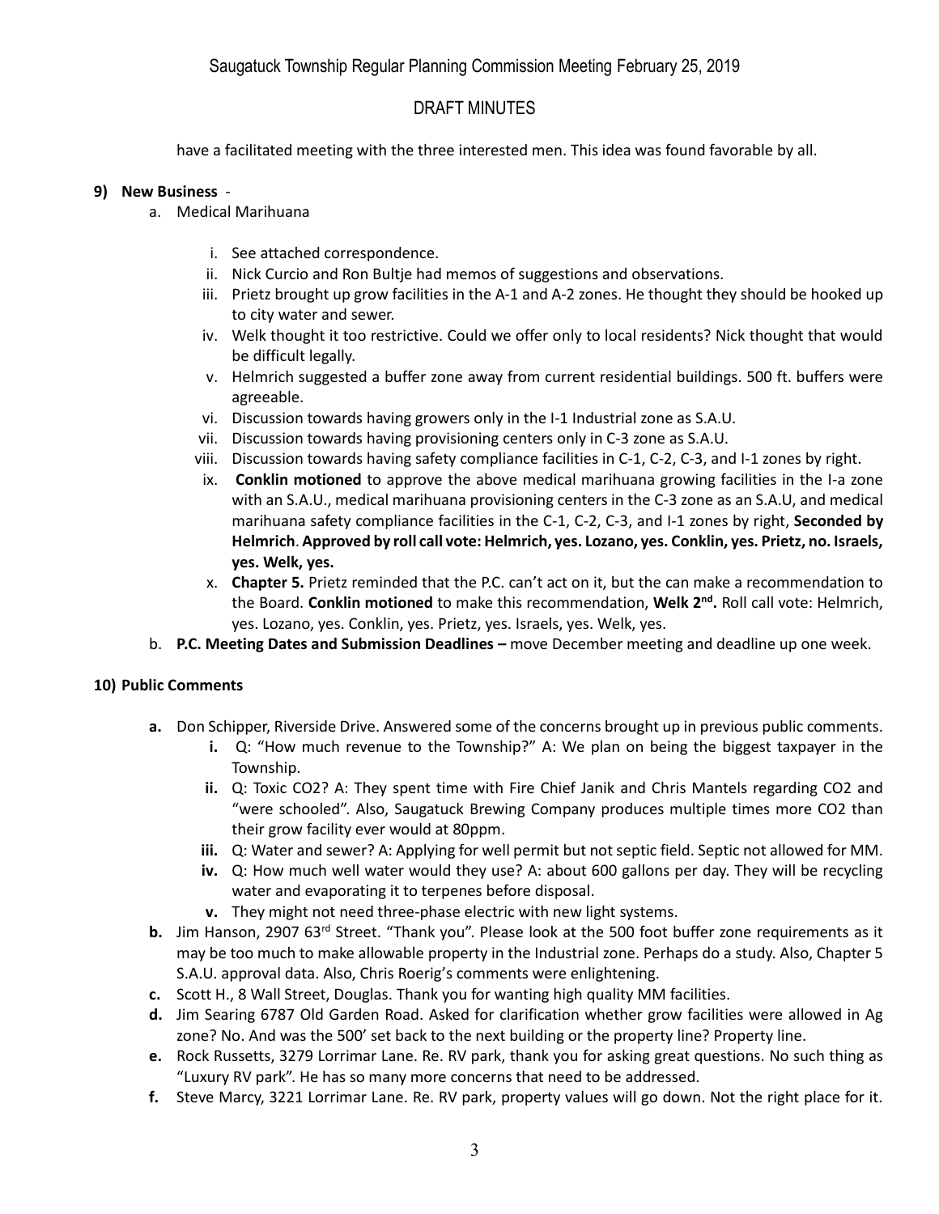have a facilitated meeting with the three interested men. This idea was found favorable by all.

**9) New Business** -

a. Medical Marihuana

   i. See attached correspondence.
   ii. Nick Curcio and Ron Bultje had memos of suggestions and observations.
   iii. Prietz brought up grow facilities in the A-1 and A-2 zones. He thought they should be hooked up to city water and sewer.
   iv. Welk thought it too restrictive. Could we offer only to local residents? Nick thought that would be difficult legally.
   v. Helmrich suggested a buffer zone away from current residential buildings. 500 ft. buffers were agreeable.
   vi. Discussion towards having growers only in the I-1 Industrial zone as S.A.U.
   vii. Discussion towards having provisioning centers only in C-3 zone as S.A.U.
   viii. Discussion towards having safety compliance facilities in C-1, C-2, C-3, and I-1 zones by right.
   ix. **Conklin motioned** to approve the above medical marihuana growing facilities in the I-a zone with an S.A.U., medical marihuana provisioning centers in the C-3 zone as an S.A.U, and medical marihuana safety compliance facilities in the C-1, C-2, C-3, and I-1 zones by right, **Seconded by Helmrich**. **Approved by roll call vote: Helmrich, yes. Lozano, yes. Conklin, yes. Prietz, no. Israels, yes. Welk, yes.**
   x. **Chapter 5.** Prietz reminded that the P.C. can't act on it, but the can make a recommendation to the Board. **Conklin motioned** to make this recommendation, **Welk 2nd.** Roll call vote: Helmrich, yes. Lozano, yes. Conklin, yes. Prietz, yes. Israels, yes. Welk, yes.

b. **P.C. Meeting Dates and Submission Deadlines –** move December meeting and deadline up one week.

**10) Public Comments**

**a.** Don Schipper, Riverside Drive. Answered some of the concerns brought up in previous public comments.
   **i.** Q: "How much revenue to the Township?" A: We plan on being the biggest taxpayer in the Township.
   **ii.** Q: Toxic CO2? A: They spent time with Fire Chief Janik and Chris Mantels regarding CO2 and "were schooled". Also, Saugatuck Brewing Company produces multiple times more CO2 than their grow facility ever would at 80ppm.
   **iii.** Q: Water and sewer? A: Applying for well permit but not septic field. Septic not allowed for MM.
   **iv.** Q: How much well water would they use? A: about 600 gallons per day. They will be recycling water and evaporating it to terpenes before disposal.
   **v.** They might not need three-phase electric with new light systems.

**b.** Jim Hanson, 2907 63rd Street. "Thank you". Please look at the 500 foot buffer zone requirements as it may be too much to make allowable property in the Industrial zone. Perhaps do a study. Also, Chapter 5 S.A.U. approval data. Also, Chris Roerig's comments were enlightening.

**c.** Scott H., 8 Wall Street, Douglas. Thank you for wanting high quality MM facilities.

**d.** Jim Searing 6787 Old Garden Road. Asked for clarification whether grow facilities were allowed in Ag zone? No. And was the 500' set back to the next building or the property line? Property line.

**e.** Rock Russetts, 3279 Lorrimar Lane. Re. RV park, thank you for asking great questions. No such thing as "Luxury RV park". He has so many more concerns that need to be addressed.

**f.** Steve Marcy, 3221 Lorrimar Lane. Re. RV park, property values will go down. Not the right place for it.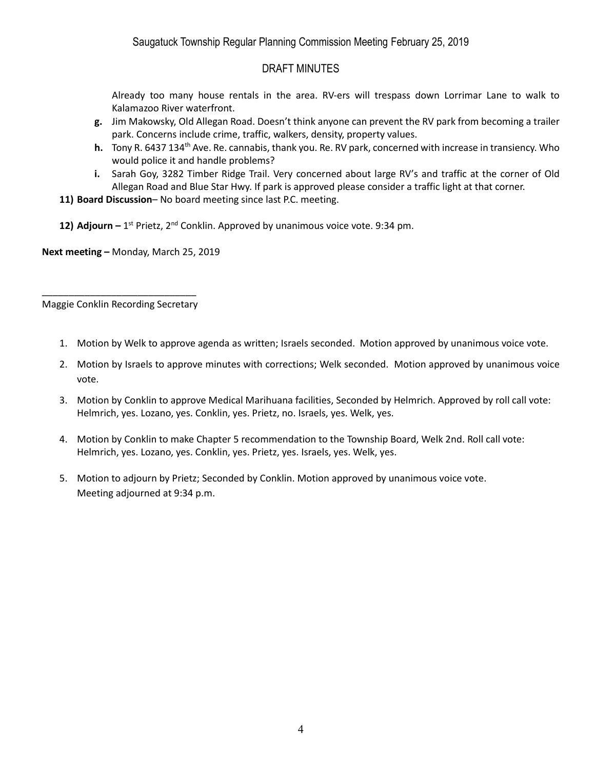Already too many house rentals in the area. RV-ers will trespass down Lorrimar Lane to walk to Kalamazoo River waterfront.

- **g.** Jim Makowsky, Old Allegan Road. Doesn't think anyone can prevent the RV park from becoming a trailer park. Concerns include crime, traffic, walkers, density, property values.
- **h.** Tony R. 6437 134th Ave. Re. cannabis, thank you. Re. RV park, concerned with increase in transiency. Who would police it and handle problems?
- **i.** Sarah Goy, 3282 Timber Ridge Trail. Very concerned about large RV's and traffic at the corner of Old Allegan Road and Blue Star Hwy. If park is approved please consider a traffic light at that corner.

**11) Board Discussion**– No board meeting since last P.C. meeting.

**12) Adjourn –** 1st Prietz, 2nd Conklin. Approved by unanimous voice vote. 9:34 pm.

**Next meeting –** Monday, March 25, 2019

\_\_\_\_\_\_\_\_\_\_\_\_\_\_\_\_\_\_\_\_\_\_\_\_\_\_\_\_\_\_

Maggie Conklin Recording Secretary

1. Motion by Welk to approve agenda as written; Israels seconded. Motion approved by unanimous voice vote.
2. Motion by Israels to approve minutes with corrections; Welk seconded. Motion approved by unanimous voice vote.
3. Motion by Conklin to approve Medical Marihuana facilities, Seconded by Helmrich. Approved by roll call vote: Helmrich, yes. Lozano, yes. Conklin, yes. Prietz, no. Israels, yes. Welk, yes.
4. Motion by Conklin to make Chapter 5 recommendation to the Township Board, Welk 2nd. Roll call vote: Helmrich, yes. Lozano, yes. Conklin, yes. Prietz, yes. Israels, yes. Welk, yes.
5. Motion to adjourn by Prietz; Seconded by Conklin. Motion approved by unanimous voice vote. Meeting adjourned at 9:34 p.m.